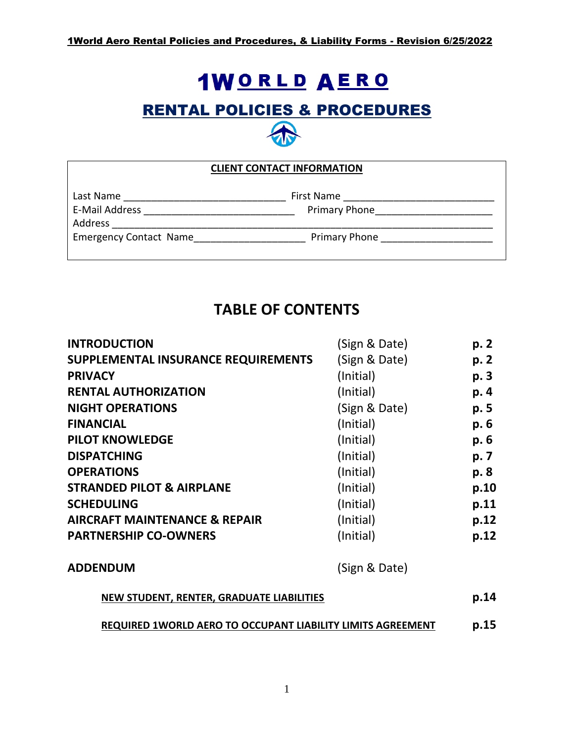1World Aero Rental Policies and Procedures, & Liability Forms - Revision 6/25/2022

# 1WORLD AERO

## RENTAL POLICIES & PROCEDURES

**CLIENT CONTACT INFORMATION**

Last Name ____________________________ First Name __________________________
E-Mail Address __________________________ Primary Phone____________________
Address _________________________________________________________________
Emergency Contact Name__________________ Primary Phone ___________________

## TABLE OF CONTENTS

| | | |
|---|---|---|
| **INTRODUCTION** | (Sign & Date) | **p. 2** |
| **SUPPLEMENTAL INSURANCE REQUIREMENTS** | (Sign & Date) | **p. 2** |
| **PRIVACY** | (Initial) | **p. 3** |
| **RENTAL AUTHORIZATION** | (Initial) | **p. 4** |
| **NIGHT OPERATIONS** | (Sign & Date) | **p. 5** |
| **FINANCIAL** | (Initial) | **p. 6** |
| **PILOT KNOWLEDGE** | (Initial) | **p. 6** |
| **DISPATCHING** | (Initial) | **p. 7** |
| **OPERATIONS** | (Initial) | **p. 8** |
| **STRANDED PILOT & AIRPLANE** | (Initial) | **p.10** |
| **SCHEDULING** | (Initial) | **p.11** |
| **AIRCRAFT MAINTENANCE & REPAIR** | (Initial) | **p.12** |
| **PARTNERSHIP CO-OWNERS** | (Initial) | **p.12** |
| **ADDENDUM** | (Sign & Date) | |
| **NEW STUDENT, RENTER, GRADUATE LIABILITIES** | | **p.14** |
| **REQUIRED 1WORLD AERO TO OCCUPANT LIABILITY LIMITS AGREEMENT** | | **p.15** |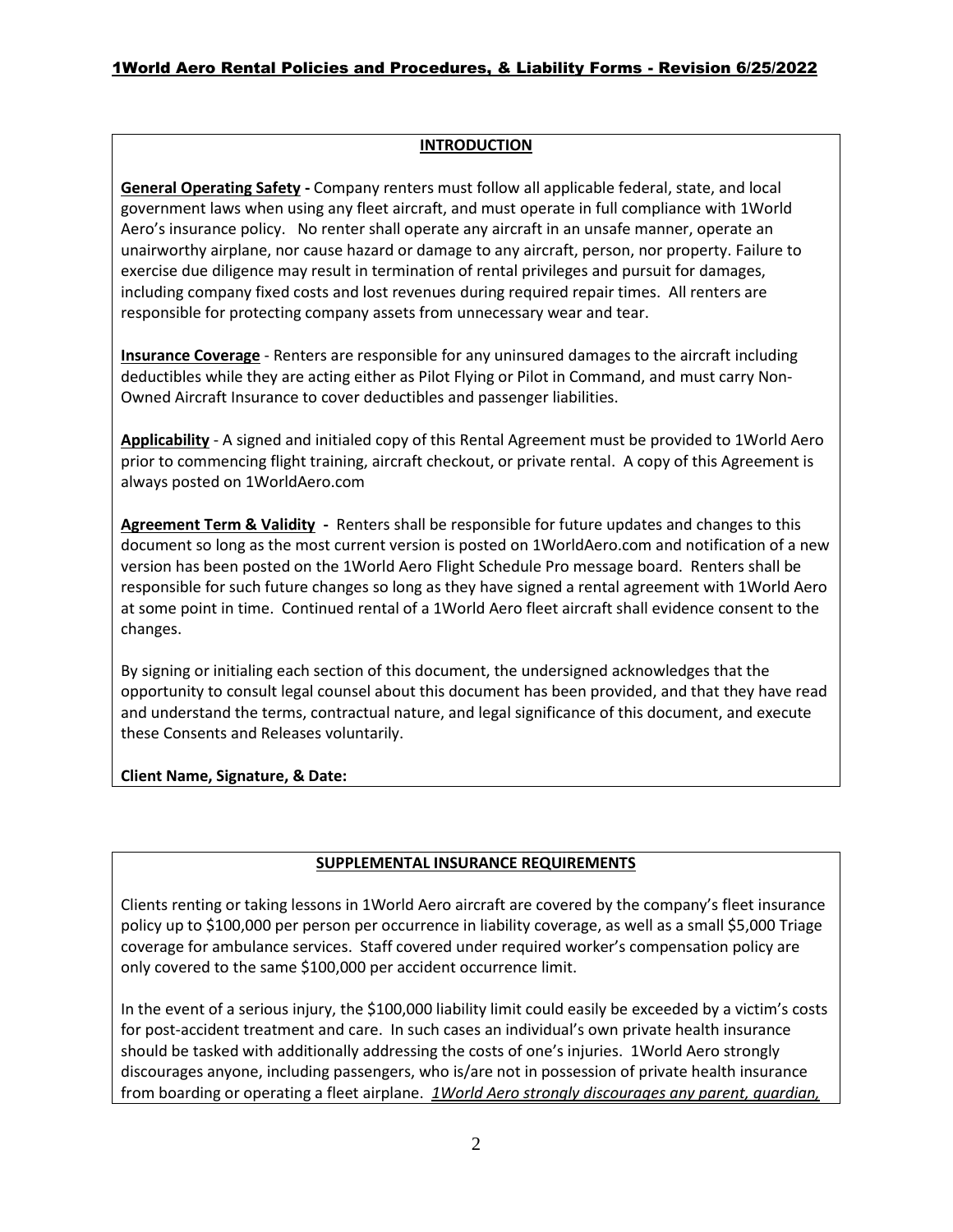## INTRODUCTION

**General Operating Safety -** Company renters must follow all applicable federal, state, and local government laws when using any fleet aircraft, and must operate in full compliance with 1World Aero's insurance policy. No renter shall operate any aircraft in an unsafe manner, operate an unairworthy airplane, nor cause hazard or damage to any aircraft, person, nor property. Failure to exercise due diligence may result in termination of rental privileges and pursuit for damages, including company fixed costs and lost revenues during required repair times. All renters are responsible for protecting company assets from unnecessary wear and tear.

**Insurance Coverage** - Renters are responsible for any uninsured damages to the aircraft including deductibles while they are acting either as Pilot Flying or Pilot in Command, and must carry Non-Owned Aircraft Insurance to cover deductibles and passenger liabilities.

**Applicability** - A signed and initialed copy of this Rental Agreement must be provided to 1World Aero prior to commencing flight training, aircraft checkout, or private rental. A copy of this Agreement is always posted on 1WorldAero.com

**Agreement Term & Validity -** Renters shall be responsible for future updates and changes to this document so long as the most current version is posted on 1WorldAero.com and notification of a new version has been posted on the 1World Aero Flight Schedule Pro message board. Renters shall be responsible for such future changes so long as they have signed a rental agreement with 1World Aero at some point in time. Continued rental of a 1World Aero fleet aircraft shall evidence consent to the changes.

By signing or initialing each section of this document, the undersigned acknowledges that the opportunity to consult legal counsel about this document has been provided, and that they have read and understand the terms, contractual nature, and legal significance of this document, and execute these Consents and Releases voluntarily.

**Client Name, Signature, & Date:**

## SUPPLEMENTAL INSURANCE REQUIREMENTS

Clients renting or taking lessons in 1World Aero aircraft are covered by the company's fleet insurance policy up to $100,000 per person per occurrence in liability coverage, as well as a small $5,000 Triage coverage for ambulance services. Staff covered under required worker's compensation policy are only covered to the same $100,000 per accident occurrence limit.

In the event of a serious injury, the $100,000 liability limit could easily be exceeded by a victim's costs for post-accident treatment and care. In such cases an individual's own private health insurance should be tasked with additionally addressing the costs of one's injuries. 1World Aero strongly discourages anyone, including passengers, who is/are not in possession of private health insurance from boarding or operating a fleet airplane. *1World Aero strongly discourages any parent, guardian,*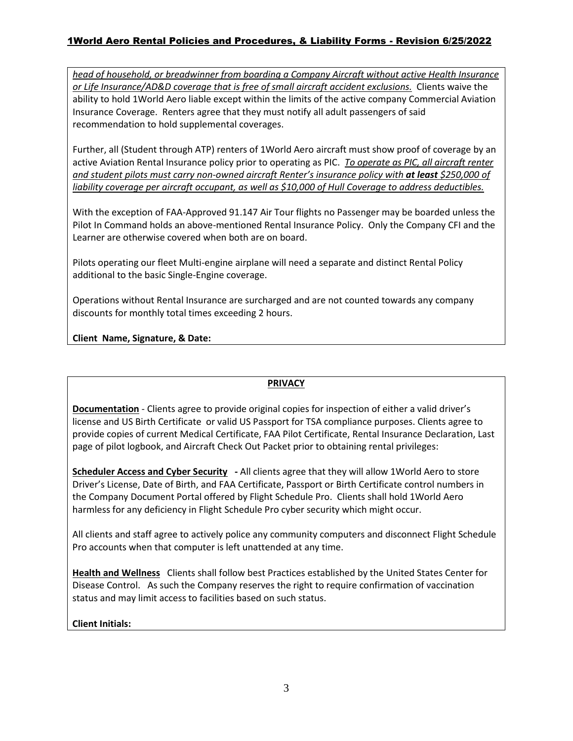*head of household, or breadwinner from boarding a Company Aircraft without active Health Insurance or Life Insurance/AD&D coverage that is free of small aircraft accident exclusions.* Clients waive the ability to hold 1World Aero liable except within the limits of the active company Commercial Aviation Insurance Coverage. Renters agree that they must notify all adult passengers of said recommendation to hold supplemental coverages.

Further, all (Student through ATP) renters of 1World Aero aircraft must show proof of coverage by an active Aviation Rental Insurance policy prior to operating as PIC. *To operate as PIC, all aircraft renter and student pilots must carry non-owned aircraft Renter's insurance policy with **at least** $250,000 of liability coverage per aircraft occupant, as well as $10,000 of Hull Coverage to address deductibles.*

With the exception of FAA-Approved 91.147 Air Tour flights no Passenger may be boarded unless the Pilot In Command holds an above-mentioned Rental Insurance Policy. Only the Company CFI and the Learner are otherwise covered when both are on board.

Pilots operating our fleet Multi-engine airplane will need a separate and distinct Rental Policy additional to the basic Single-Engine coverage.

Operations without Rental Insurance are surcharged and are not counted towards any company discounts for monthly total times exceeding 2 hours.

**Client Name, Signature, & Date:**

## PRIVACY

**Documentation** - Clients agree to provide original copies for inspection of either a valid driver's license and US Birth Certificate or valid US Passport for TSA compliance purposes. Clients agree to provide copies of current Medical Certificate, FAA Pilot Certificate, Rental Insurance Declaration, Last page of pilot logbook, and Aircraft Check Out Packet prior to obtaining rental privileges:

**Scheduler Access and Cyber Security** - All clients agree that they will allow 1World Aero to store Driver's License, Date of Birth, and FAA Certificate, Passport or Birth Certificate control numbers in the Company Document Portal offered by Flight Schedule Pro. Clients shall hold 1World Aero harmless for any deficiency in Flight Schedule Pro cyber security which might occur.

All clients and staff agree to actively police any community computers and disconnect Flight Schedule Pro accounts when that computer is left unattended at any time.

**Health and Wellness** Clients shall follow best Practices established by the United States Center for Disease Control. As such the Company reserves the right to require confirmation of vaccination status and may limit access to facilities based on such status.

**Client Initials:**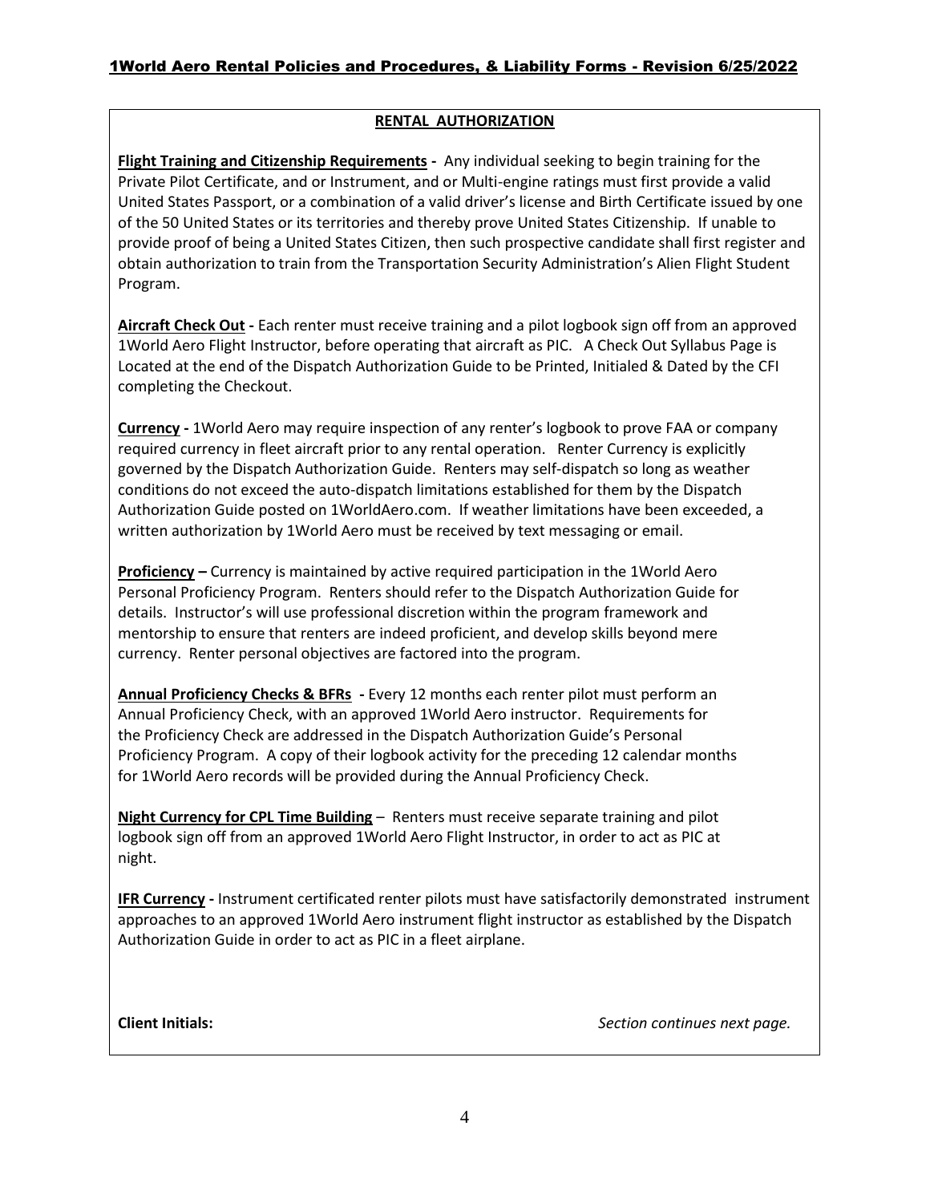## RENTAL AUTHORIZATION

**Flight Training and Citizenship Requirements -** Any individual seeking to begin training for the Private Pilot Certificate, and or Instrument, and or Multi-engine ratings must first provide a valid United States Passport, or a combination of a valid driver's license and Birth Certificate issued by one of the 50 United States or its territories and thereby prove United States Citizenship. If unable to provide proof of being a United States Citizen, then such prospective candidate shall first register and obtain authorization to train from the Transportation Security Administration's Alien Flight Student Program.

**Aircraft Check Out -** Each renter must receive training and a pilot logbook sign off from an approved 1World Aero Flight Instructor, before operating that aircraft as PIC. A Check Out Syllabus Page is Located at the end of the Dispatch Authorization Guide to be Printed, Initialed & Dated by the CFI completing the Checkout.

**Currency -** 1World Aero may require inspection of any renter's logbook to prove FAA or company required currency in fleet aircraft prior to any rental operation. Renter Currency is explicitly governed by the Dispatch Authorization Guide. Renters may self-dispatch so long as weather conditions do not exceed the auto-dispatch limitations established for them by the Dispatch Authorization Guide posted on 1WorldAero.com. If weather limitations have been exceeded, a written authorization by 1World Aero must be received by text messaging or email.

**Proficiency –** Currency is maintained by active required participation in the 1World Aero Personal Proficiency Program. Renters should refer to the Dispatch Authorization Guide for details. Instructor's will use professional discretion within the program framework and mentorship to ensure that renters are indeed proficient, and develop skills beyond mere currency. Renter personal objectives are factored into the program.

**Annual Proficiency Checks & BFRs -** Every 12 months each renter pilot must perform an Annual Proficiency Check, with an approved 1World Aero instructor. Requirements for the Proficiency Check are addressed in the Dispatch Authorization Guide's Personal Proficiency Program. A copy of their logbook activity for the preceding 12 calendar months for 1World Aero records will be provided during the Annual Proficiency Check.

**Night Currency for CPL Time Building** – Renters must receive separate training and pilot logbook sign off from an approved 1World Aero Flight Instructor, in order to act as PIC at night.

**IFR Currency -** Instrument certificated renter pilots must have satisfactorily demonstrated instrument approaches to an approved 1World Aero instrument flight instructor as established by the Dispatch Authorization Guide in order to act as PIC in a fleet airplane.

**Client Initials:** *Section continues next page.*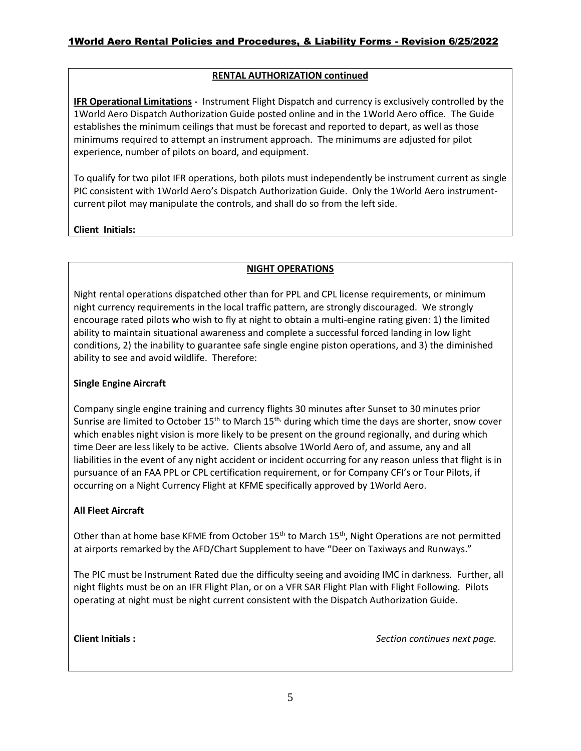## RENTAL AUTHORIZATION continued

**IFR Operational Limitations -** Instrument Flight Dispatch and currency is exclusively controlled by the 1World Aero Dispatch Authorization Guide posted online and in the 1World Aero office. The Guide establishes the minimum ceilings that must be forecast and reported to depart, as well as those minimums required to attempt an instrument approach. The minimums are adjusted for pilot experience, number of pilots on board, and equipment.

To qualify for two pilot IFR operations, both pilots must independently be instrument current as single PIC consistent with 1World Aero's Dispatch Authorization Guide. Only the 1World Aero instrument-current pilot may manipulate the controls, and shall do so from the left side.

**Client Initials:**

## NIGHT OPERATIONS

Night rental operations dispatched other than for PPL and CPL license requirements, or minimum night currency requirements in the local traffic pattern, are strongly discouraged. We strongly encourage rated pilots who wish to fly at night to obtain a multi-engine rating given: 1) the limited ability to maintain situational awareness and complete a successful forced landing in low light conditions, 2) the inability to guarantee safe single engine piston operations, and 3) the diminished ability to see and avoid wildlife. Therefore:

### Single Engine Aircraft

Company single engine training and currency flights 30 minutes after Sunset to 30 minutes prior Sunrise are limited to October 15th to March 15th, during which time the days are shorter, snow cover which enables night vision is more likely to be present on the ground regionally, and during which time Deer are less likely to be active. Clients absolve 1World Aero of, and assume, any and all liabilities in the event of any night accident or incident occurring for any reason unless that flight is in pursuance of an FAA PPL or CPL certification requirement, or for Company CFI's or Tour Pilots, if occurring on a Night Currency Flight at KFME specifically approved by 1World Aero.

### All Fleet Aircraft

Other than at home base KFME from October 15th to March 15th, Night Operations are not permitted at airports remarked by the AFD/Chart Supplement to have "Deer on Taxiways and Runways."

The PIC must be Instrument Rated due the difficulty seeing and avoiding IMC in darkness. Further, all night flights must be on an IFR Flight Plan, or on a VFR SAR Flight Plan with Flight Following. Pilots operating at night must be night current consistent with the Dispatch Authorization Guide.

**Client Initials :**

*Section continues next page.*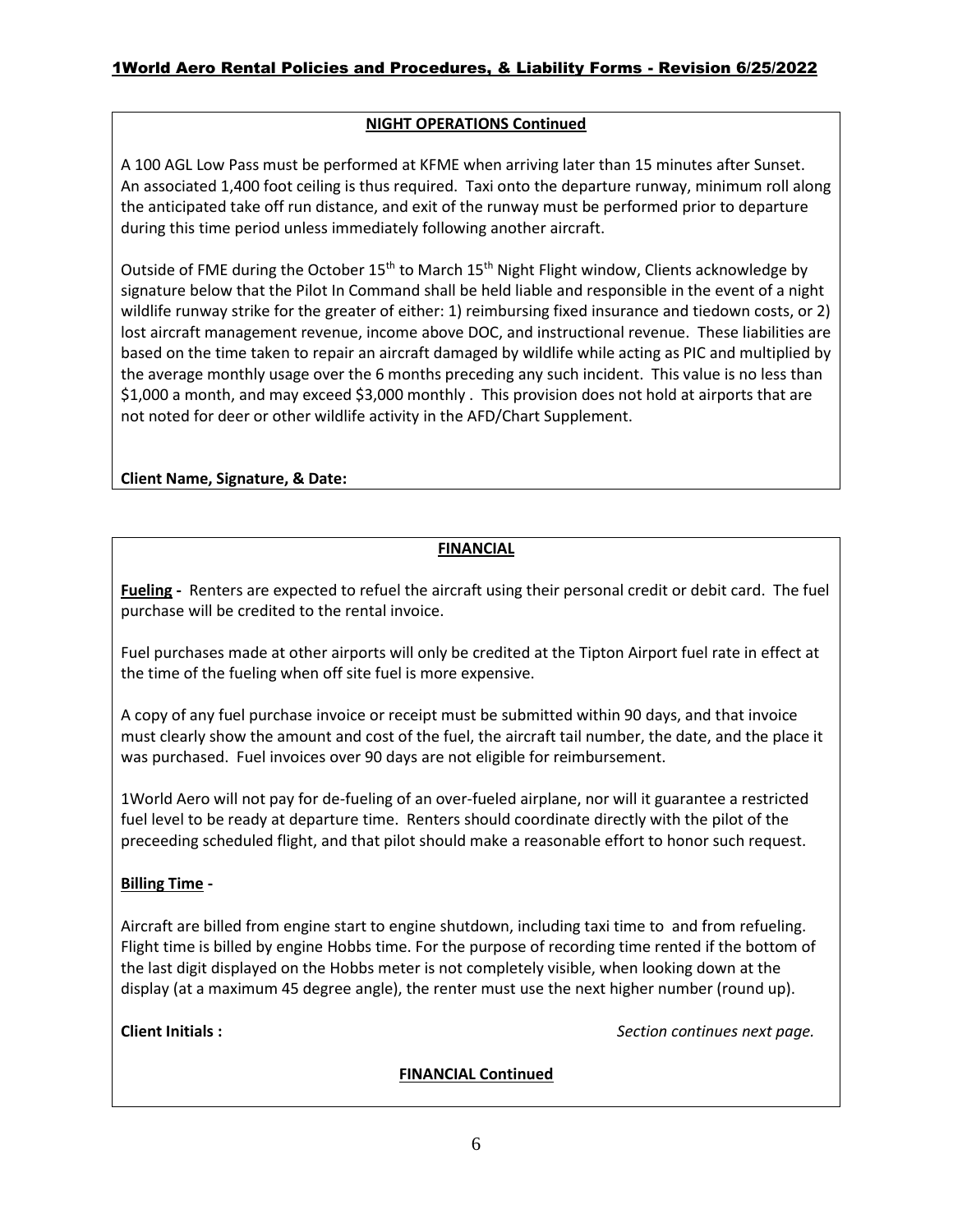## NIGHT OPERATIONS Continued

A 100 AGL Low Pass must be performed at KFME when arriving later than 15 minutes after Sunset. An associated 1,400 foot ceiling is thus required. Taxi onto the departure runway, minimum roll along the anticipated take off run distance, and exit of the runway must be performed prior to departure during this time period unless immediately following another aircraft.

Outside of FME during the October 15th to March 15th Night Flight window, Clients acknowledge by signature below that the Pilot In Command shall be held liable and responsible in the event of a night wildlife runway strike for the greater of either: 1) reimbursing fixed insurance and tiedown costs, or 2) lost aircraft management revenue, income above DOC, and instructional revenue. These liabilities are based on the time taken to repair an aircraft damaged by wildlife while acting as PIC and multiplied by the average monthly usage over the 6 months preceding any such incident. This value is no less than $1,000 a month, and may exceed $3,000 monthly . This provision does not hold at airports that are not noted for deer or other wildlife activity in the AFD/Chart Supplement.

**Client Name, Signature, & Date:**

## FINANCIAL

**Fueling -** Renters are expected to refuel the aircraft using their personal credit or debit card. The fuel purchase will be credited to the rental invoice.

Fuel purchases made at other airports will only be credited at the Tipton Airport fuel rate in effect at the time of the fueling when off site fuel is more expensive.

A copy of any fuel purchase invoice or receipt must be submitted within 90 days, and that invoice must clearly show the amount and cost of the fuel, the aircraft tail number, the date, and the place it was purchased. Fuel invoices over 90 days are not eligible for reimbursement.

1World Aero will not pay for de-fueling of an over-fueled airplane, nor will it guarantee a restricted fuel level to be ready at departure time. Renters should coordinate directly with the pilot of the preceeding scheduled flight, and that pilot should make a reasonable effort to honor such request.

**Billing Time -**

Aircraft are billed from engine start to engine shutdown, including taxi time to and from refueling. Flight time is billed by engine Hobbs time. For the purpose of recording time rented if the bottom of the last digit displayed on the Hobbs meter is not completely visible, when looking down at the display (at a maximum 45 degree angle), the renter must use the next higher number (round up).

**Client Initials :** *Section continues next page.*

## FINANCIAL Continued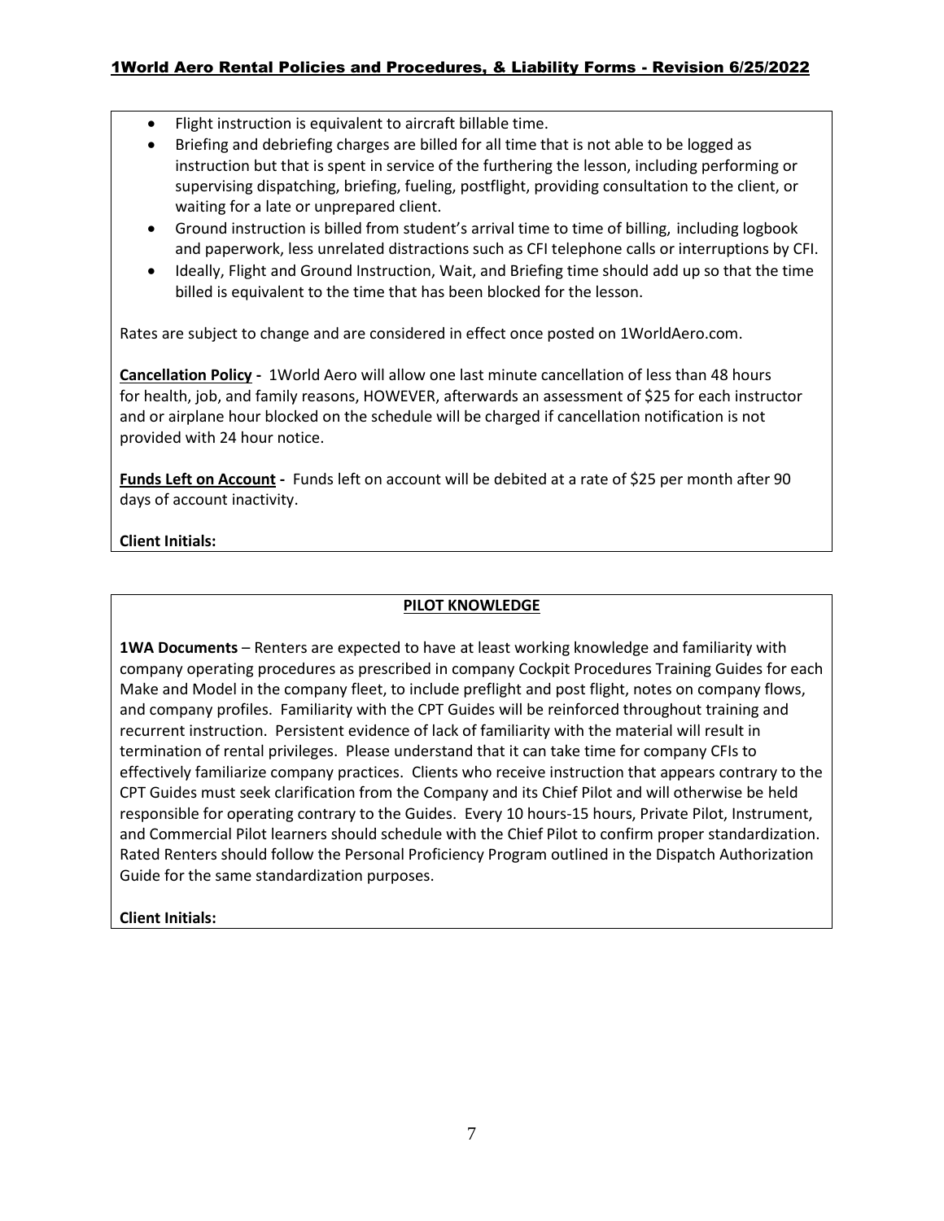- Flight instruction is equivalent to aircraft billable time.
- Briefing and debriefing charges are billed for all time that is not able to be logged as instruction but that is spent in service of the furthering the lesson, including performing or supervising dispatching, briefing, fueling, postflight, providing consultation to the client, or waiting for a late or unprepared client.
- Ground instruction is billed from student's arrival time to time of billing, including logbook and paperwork, less unrelated distractions such as CFI telephone calls or interruptions by CFI.
- Ideally, Flight and Ground Instruction, Wait, and Briefing time should add up so that the time billed is equivalent to the time that has been blocked for the lesson.

Rates are subject to change and are considered in effect once posted on 1WorldAero.com.

**Cancellation Policy -** 1World Aero will allow one last minute cancellation of less than 48 hours for health, job, and family reasons, HOWEVER, afterwards an assessment of $25 for each instructor and or airplane hour blocked on the schedule will be charged if cancellation notification is not provided with 24 hour notice.

**Funds Left on Account -** Funds left on account will be debited at a rate of $25 per month after 90 days of account inactivity.

**Client Initials:**

## PILOT KNOWLEDGE

**1WA Documents** – Renters are expected to have at least working knowledge and familiarity with company operating procedures as prescribed in company Cockpit Procedures Training Guides for each Make and Model in the company fleet, to include preflight and post flight, notes on company flows, and company profiles. Familiarity with the CPT Guides will be reinforced throughout training and recurrent instruction. Persistent evidence of lack of familiarity with the material will result in termination of rental privileges. Please understand that it can take time for company CFIs to effectively familiarize company practices. Clients who receive instruction that appears contrary to the CPT Guides must seek clarification from the Company and its Chief Pilot and will otherwise be held responsible for operating contrary to the Guides. Every 10 hours-15 hours, Private Pilot, Instrument, and Commercial Pilot learners should schedule with the Chief Pilot to confirm proper standardization. Rated Renters should follow the Personal Proficiency Program outlined in the Dispatch Authorization Guide for the same standardization purposes.

**Client Initials:**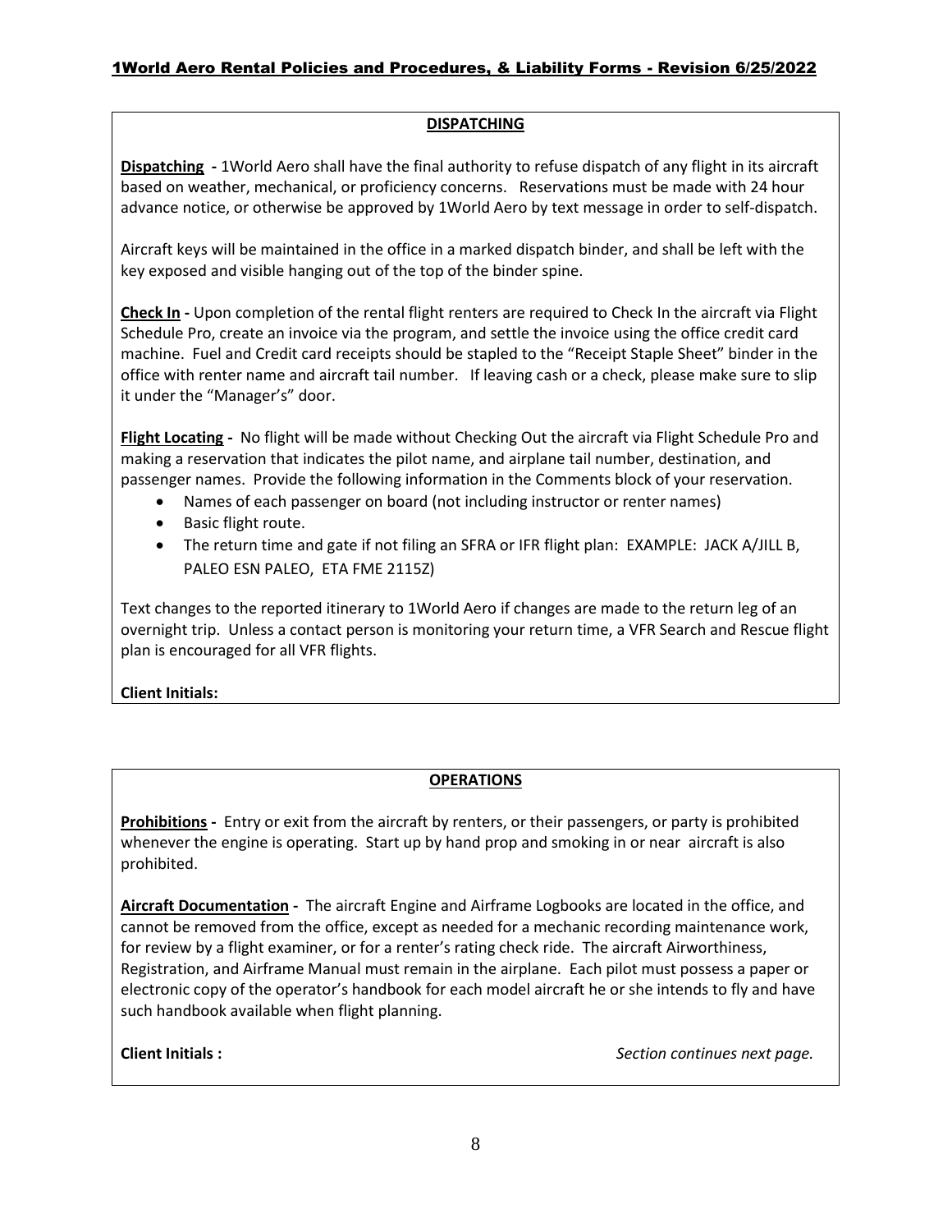## DISPATCHING

**Dispatching -** 1World Aero shall have the final authority to refuse dispatch of any flight in its aircraft based on weather, mechanical, or proficiency concerns. Reservations must be made with 24 hour advance notice, or otherwise be approved by 1World Aero by text message in order to self-dispatch.

Aircraft keys will be maintained in the office in a marked dispatch binder, and shall be left with the key exposed and visible hanging out of the top of the binder spine.

**Check In -** Upon completion of the rental flight renters are required to Check In the aircraft via Flight Schedule Pro, create an invoice via the program, and settle the invoice using the office credit card machine. Fuel and Credit card receipts should be stapled to the "Receipt Staple Sheet" binder in the office with renter name and aircraft tail number. If leaving cash or a check, please make sure to slip it under the "Manager's" door.

**Flight Locating -** No flight will be made without Checking Out the aircraft via Flight Schedule Pro and making a reservation that indicates the pilot name, and airplane tail number, destination, and passenger names. Provide the following information in the Comments block of your reservation.

- Names of each passenger on board (not including instructor or renter names)
- Basic flight route.
- The return time and gate if not filing an SFRA or IFR flight plan: EXAMPLE: JACK A/JILL B, PALEO ESN PALEO, ETA FME 2115Z)

Text changes to the reported itinerary to 1World Aero if changes are made to the return leg of an overnight trip. Unless a contact person is monitoring your return time, a VFR Search and Rescue flight plan is encouraged for all VFR flights.

**Client Initials:**

## OPERATIONS

**Prohibitions -** Entry or exit from the aircraft by renters, or their passengers, or party is prohibited whenever the engine is operating. Start up by hand prop and smoking in or near aircraft is also prohibited.

**Aircraft Documentation -** The aircraft Engine and Airframe Logbooks are located in the office, and cannot be removed from the office, except as needed for a mechanic recording maintenance work, for review by a flight examiner, or for a renter's rating check ride. The aircraft Airworthiness, Registration, and Airframe Manual must remain in the airplane. Each pilot must possess a paper or electronic copy of the operator's handbook for each model aircraft he or she intends to fly and have such handbook available when flight planning.

**Client Initials :**

*Section continues next page.*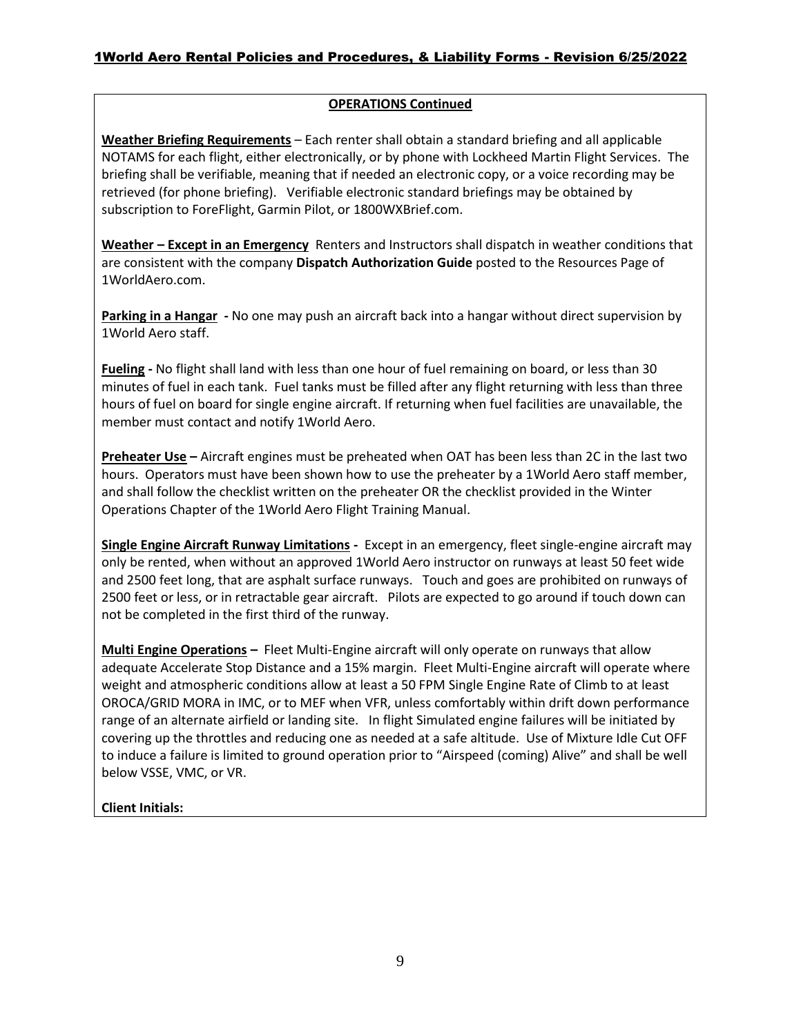## OPERATIONS Continued

**Weather Briefing Requirements** – Each renter shall obtain a standard briefing and all applicable NOTAMS for each flight, either electronically, or by phone with Lockheed Martin Flight Services. The briefing shall be verifiable, meaning that if needed an electronic copy, or a voice recording may be retrieved (for phone briefing). Verifiable electronic standard briefings may be obtained by subscription to ForeFlight, Garmin Pilot, or 1800WXBrief.com.

**Weather – Except in an Emergency** Renters and Instructors shall dispatch in weather conditions that are consistent with the company **Dispatch Authorization Guide** posted to the Resources Page of 1WorldAero.com.

**Parking in a Hangar -** No one may push an aircraft back into a hangar without direct supervision by 1World Aero staff.

**Fueling -** No flight shall land with less than one hour of fuel remaining on board, or less than 30 minutes of fuel in each tank. Fuel tanks must be filled after any flight returning with less than three hours of fuel on board for single engine aircraft. If returning when fuel facilities are unavailable, the member must contact and notify 1World Aero.

**Preheater Use –** Aircraft engines must be preheated when OAT has been less than 2C in the last two hours. Operators must have been shown how to use the preheater by a 1World Aero staff member, and shall follow the checklist written on the preheater OR the checklist provided in the Winter Operations Chapter of the 1World Aero Flight Training Manual.

**Single Engine Aircraft Runway Limitations -** Except in an emergency, fleet single-engine aircraft may only be rented, when without an approved 1World Aero instructor on runways at least 50 feet wide and 2500 feet long, that are asphalt surface runways. Touch and goes are prohibited on runways of 2500 feet or less, or in retractable gear aircraft. Pilots are expected to go around if touch down can not be completed in the first third of the runway.

**Multi Engine Operations –** Fleet Multi-Engine aircraft will only operate on runways that allow adequate Accelerate Stop Distance and a 15% margin. Fleet Multi-Engine aircraft will operate where weight and atmospheric conditions allow at least a 50 FPM Single Engine Rate of Climb to at least OROCA/GRID MORA in IMC, or to MEF when VFR, unless comfortably within drift down performance range of an alternate airfield or landing site. In flight Simulated engine failures will be initiated by covering up the throttles and reducing one as needed at a safe altitude. Use of Mixture Idle Cut OFF to induce a failure is limited to ground operation prior to "Airspeed (coming) Alive" and shall be well below VSSE, VMC, or VR.

**Client Initials:**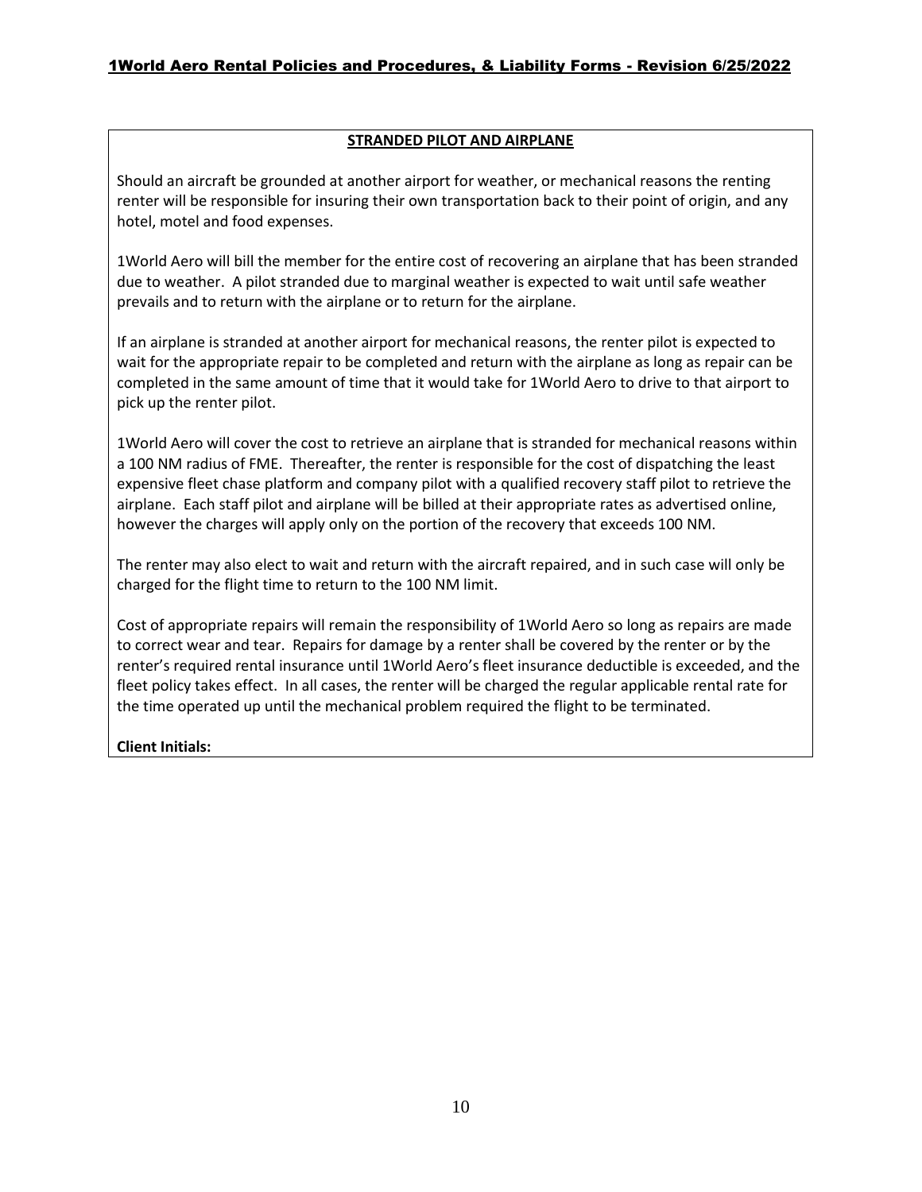## STRANDED PILOT AND AIRPLANE

Should an aircraft be grounded at another airport for weather, or mechanical reasons the renting renter will be responsible for insuring their own transportation back to their point of origin, and any hotel, motel and food expenses.

1World Aero will bill the member for the entire cost of recovering an airplane that has been stranded due to weather. A pilot stranded due to marginal weather is expected to wait until safe weather prevails and to return with the airplane or to return for the airplane.

If an airplane is stranded at another airport for mechanical reasons, the renter pilot is expected to wait for the appropriate repair to be completed and return with the airplane as long as repair can be completed in the same amount of time that it would take for 1World Aero to drive to that airport to pick up the renter pilot.

1World Aero will cover the cost to retrieve an airplane that is stranded for mechanical reasons within a 100 NM radius of FME. Thereafter, the renter is responsible for the cost of dispatching the least expensive fleet chase platform and company pilot with a qualified recovery staff pilot to retrieve the airplane. Each staff pilot and airplane will be billed at their appropriate rates as advertised online, however the charges will apply only on the portion of the recovery that exceeds 100 NM.

The renter may also elect to wait and return with the aircraft repaired, and in such case will only be charged for the flight time to return to the 100 NM limit.

Cost of appropriate repairs will remain the responsibility of 1World Aero so long as repairs are made to correct wear and tear. Repairs for damage by a renter shall be covered by the renter or by the renter's required rental insurance until 1World Aero's fleet insurance deductible is exceeded, and the fleet policy takes effect. In all cases, the renter will be charged the regular applicable rental rate for the time operated up until the mechanical problem required the flight to be terminated.

**Client Initials:**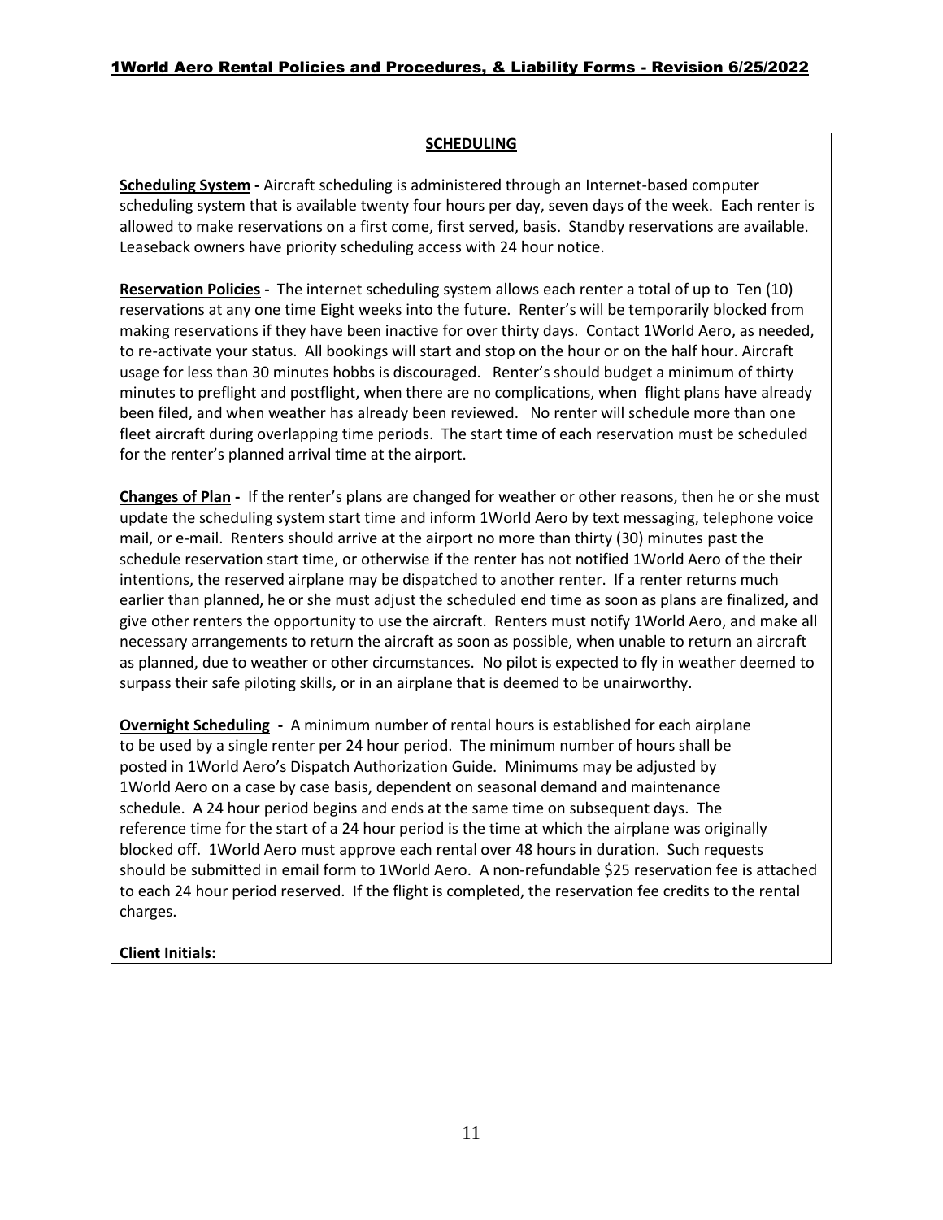## SCHEDULING

**Scheduling System -** Aircraft scheduling is administered through an Internet-based computer scheduling system that is available twenty four hours per day, seven days of the week. Each renter is allowed to make reservations on a first come, first served, basis. Standby reservations are available. Leaseback owners have priority scheduling access with 24 hour notice.

**Reservation Policies -** The internet scheduling system allows each renter a total of up to Ten (10) reservations at any one time Eight weeks into the future. Renter's will be temporarily blocked from making reservations if they have been inactive for over thirty days. Contact 1World Aero, as needed, to re-activate your status. All bookings will start and stop on the hour or on the half hour. Aircraft usage for less than 30 minutes hobbs is discouraged. Renter's should budget a minimum of thirty minutes to preflight and postflight, when there are no complications, when flight plans have already been filed, and when weather has already been reviewed. No renter will schedule more than one fleet aircraft during overlapping time periods. The start time of each reservation must be scheduled for the renter's planned arrival time at the airport.

**Changes of Plan -** If the renter's plans are changed for weather or other reasons, then he or she must update the scheduling system start time and inform 1World Aero by text messaging, telephone voice mail, or e-mail. Renters should arrive at the airport no more than thirty (30) minutes past the schedule reservation start time, or otherwise if the renter has not notified 1World Aero of the their intentions, the reserved airplane may be dispatched to another renter. If a renter returns much earlier than planned, he or she must adjust the scheduled end time as soon as plans are finalized, and give other renters the opportunity to use the aircraft. Renters must notify 1World Aero, and make all necessary arrangements to return the aircraft as soon as possible, when unable to return an aircraft as planned, due to weather or other circumstances. No pilot is expected to fly in weather deemed to surpass their safe piloting skills, or in an airplane that is deemed to be unairworthy.

**Overnight Scheduling -** A minimum number of rental hours is established for each airplane to be used by a single renter per 24 hour period. The minimum number of hours shall be posted in 1World Aero's Dispatch Authorization Guide. Minimums may be adjusted by 1World Aero on a case by case basis, dependent on seasonal demand and maintenance schedule. A 24 hour period begins and ends at the same time on subsequent days. The reference time for the start of a 24 hour period is the time at which the airplane was originally blocked off. 1World Aero must approve each rental over 48 hours in duration. Such requests should be submitted in email form to 1World Aero. A non-refundable $25 reservation fee is attached to each 24 hour period reserved. If the flight is completed, the reservation fee credits to the rental charges.

**Client Initials:**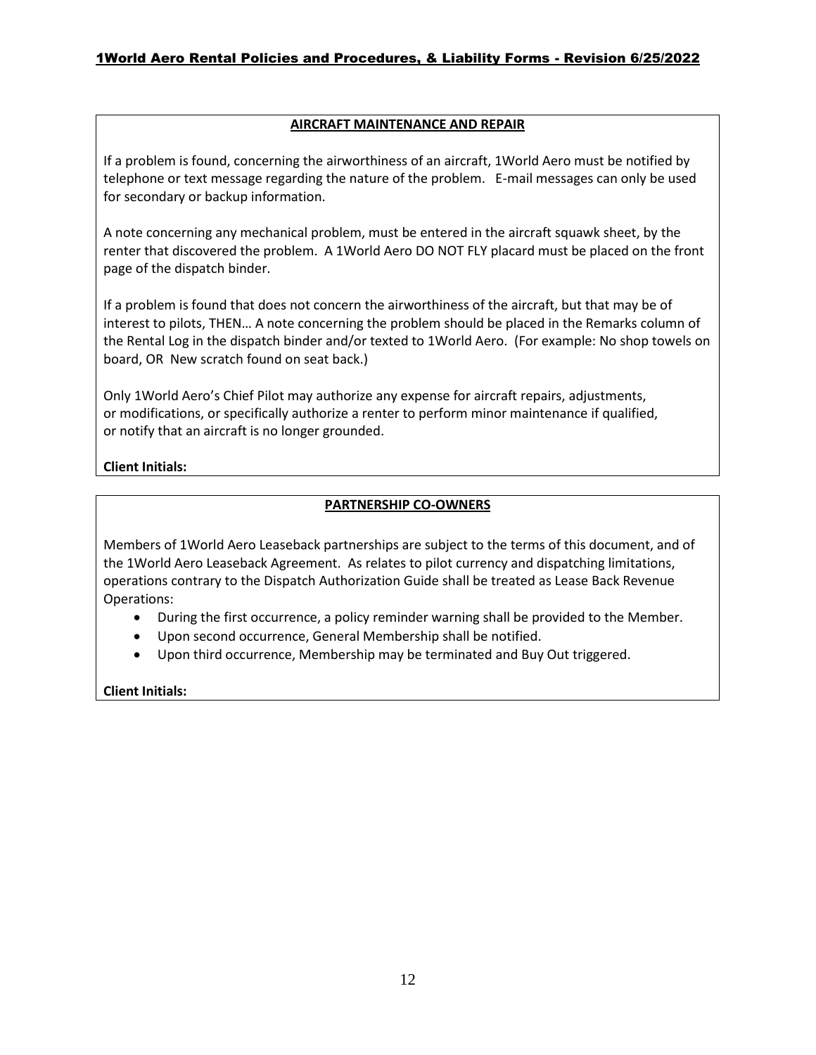## AIRCRAFT MAINTENANCE AND REPAIR

If a problem is found, concerning the airworthiness of an aircraft, 1World Aero must be notified by telephone or text message regarding the nature of the problem. E-mail messages can only be used for secondary or backup information.

A note concerning any mechanical problem, must be entered in the aircraft squawk sheet, by the renter that discovered the problem. A 1World Aero DO NOT FLY placard must be placed on the front page of the dispatch binder.

If a problem is found that does not concern the airworthiness of the aircraft, but that may be of interest to pilots, THEN… A note concerning the problem should be placed in the Remarks column of the Rental Log in the dispatch binder and/or texted to 1World Aero. (For example: No shop towels on board, OR New scratch found on seat back.)

Only 1World Aero's Chief Pilot may authorize any expense for aircraft repairs, adjustments, or modifications, or specifically authorize a renter to perform minor maintenance if qualified, or notify that an aircraft is no longer grounded.

**Client Initials:**

## PARTNERSHIP CO-OWNERS

Members of 1World Aero Leaseback partnerships are subject to the terms of this document, and of the 1World Aero Leaseback Agreement. As relates to pilot currency and dispatching limitations, operations contrary to the Dispatch Authorization Guide shall be treated as Lease Back Revenue Operations:

- During the first occurrence, a policy reminder warning shall be provided to the Member.
- Upon second occurrence, General Membership shall be notified.
- Upon third occurrence, Membership may be terminated and Buy Out triggered.

**Client Initials:**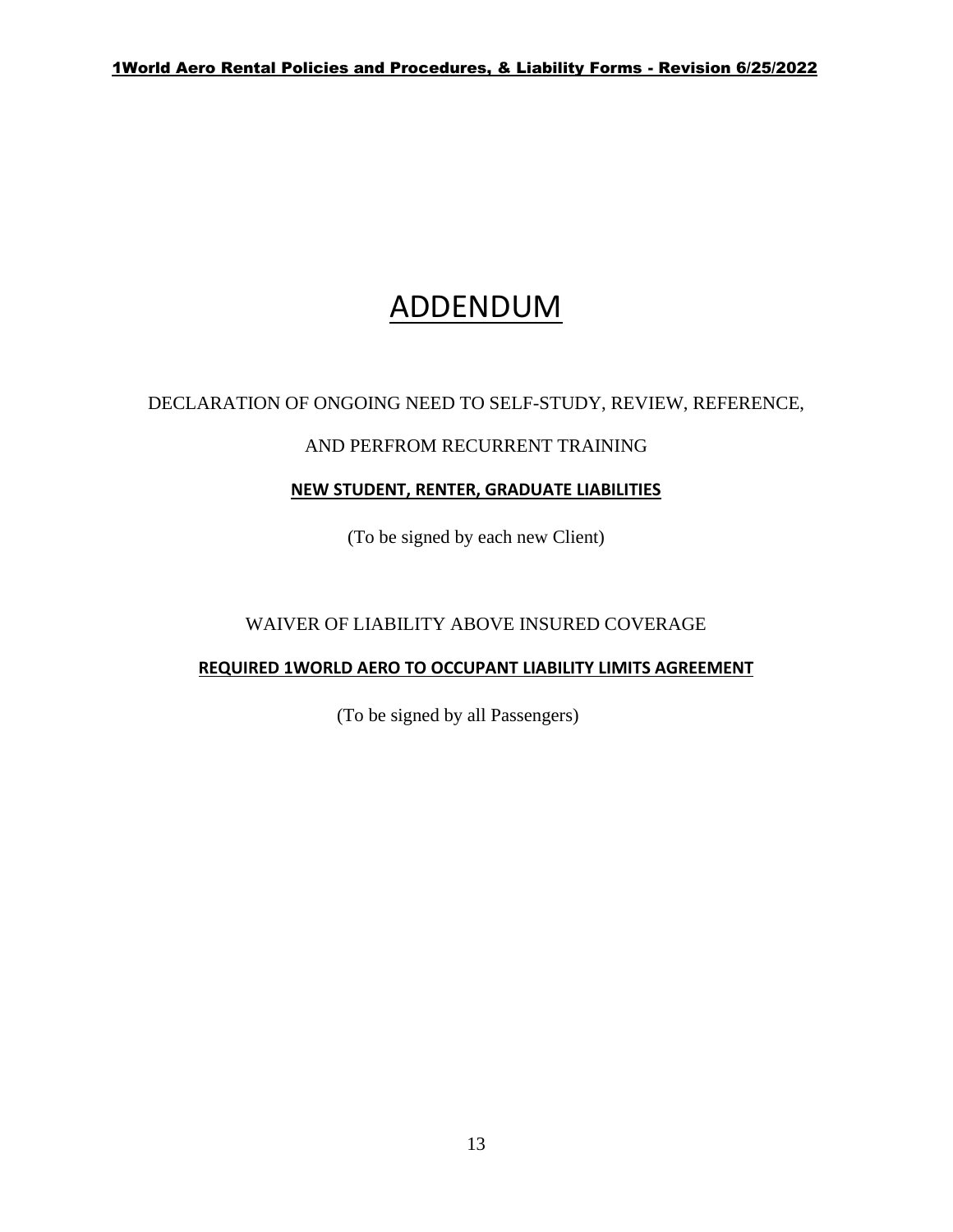# ADDENDUM

DECLARATION OF ONGOING NEED TO SELF-STUDY, REVIEW, REFERENCE,

AND PERFROM RECURRENT TRAINING

**NEW STUDENT, RENTER, GRADUATE LIABILITIES**

(To be signed by each new Client)

WAIVER OF LIABILITY ABOVE INSURED COVERAGE

**REQUIRED 1WORLD AERO TO OCCUPANT LIABILITY LIMITS AGREEMENT**

(To be signed by all Passengers)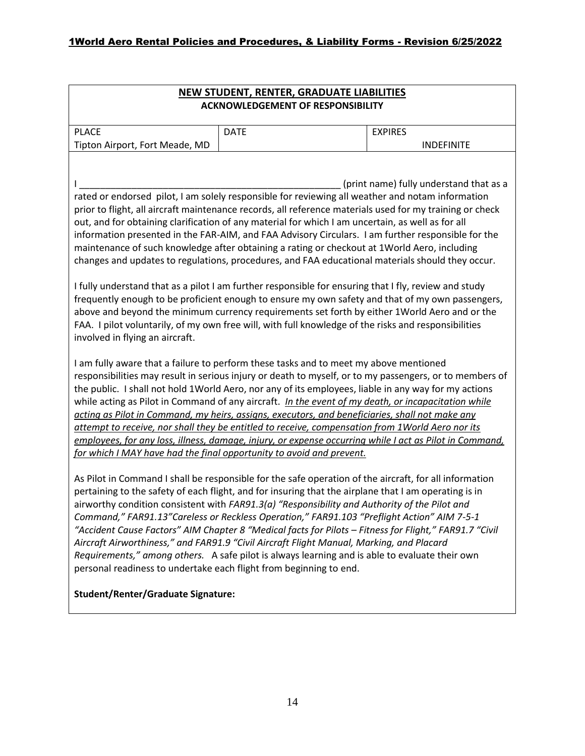## NEW STUDENT, RENTER, GRADUATE LIABILITIES

### ACKNOWLEDGEMENT OF RESPONSIBILITY

| PLACE | DATE | EXPIRES |
| --- | --- | --- |
| Tipton Airport, Fort Meade, MD | | INDEFINITE |

I ___________________________________________________ (print name) fully understand that as a rated or endorsed pilot, I am solely responsible for reviewing all weather and notam information prior to flight, all aircraft maintenance records, all reference materials used for my training or check out, and for obtaining clarification of any material for which I am uncertain, as well as for all information presented in the FAR-AIM, and FAA Advisory Circulars. I am further responsible for the maintenance of such knowledge after obtaining a rating or checkout at 1World Aero, including changes and updates to regulations, procedures, and FAA educational materials should they occur.

I fully understand that as a pilot I am further responsible for ensuring that I fly, review and study frequently enough to be proficient enough to ensure my own safety and that of my own passengers, above and beyond the minimum currency requirements set forth by either 1World Aero and or the FAA. I pilot voluntarily, of my own free will, with full knowledge of the risks and responsibilities involved in flying an aircraft.

I am fully aware that a failure to perform these tasks and to meet my above mentioned responsibilities may result in serious injury or death to myself, or to my passengers, or to members of the public. I shall not hold 1World Aero, nor any of its employees, liable in any way for my actions while acting as Pilot in Command of any aircraft. *In the event of my death, or incapacitation while acting as Pilot in Command, my heirs, assigns, executors, and beneficiaries, shall not make any attempt to receive, nor shall they be entitled to receive, compensation from 1World Aero nor its employees, for any loss, illness, damage, injury, or expense occurring while I act as Pilot in Command, for which I MAY have had the final opportunity to avoid and prevent.*

As Pilot in Command I shall be responsible for the safe operation of the aircraft, for all information pertaining to the safety of each flight, and for insuring that the airplane that I am operating is in airworthy condition consistent with *FAR91.3(a) "Responsibility and Authority of the Pilot and Command," FAR91.13"Careless or Reckless Operation," FAR91.103 "Preflight Action" AIM 7-5-1 "Accident Cause Factors" AIM Chapter 8 "Medical facts for Pilots – Fitness for Flight," FAR91.7 "Civil Aircraft Airworthiness," and FAR91.9 "Civil Aircraft Flight Manual, Marking, and Placard Requirements," among others.* A safe pilot is always learning and is able to evaluate their own personal readiness to undertake each flight from beginning to end.

**Student/Renter/Graduate Signature:**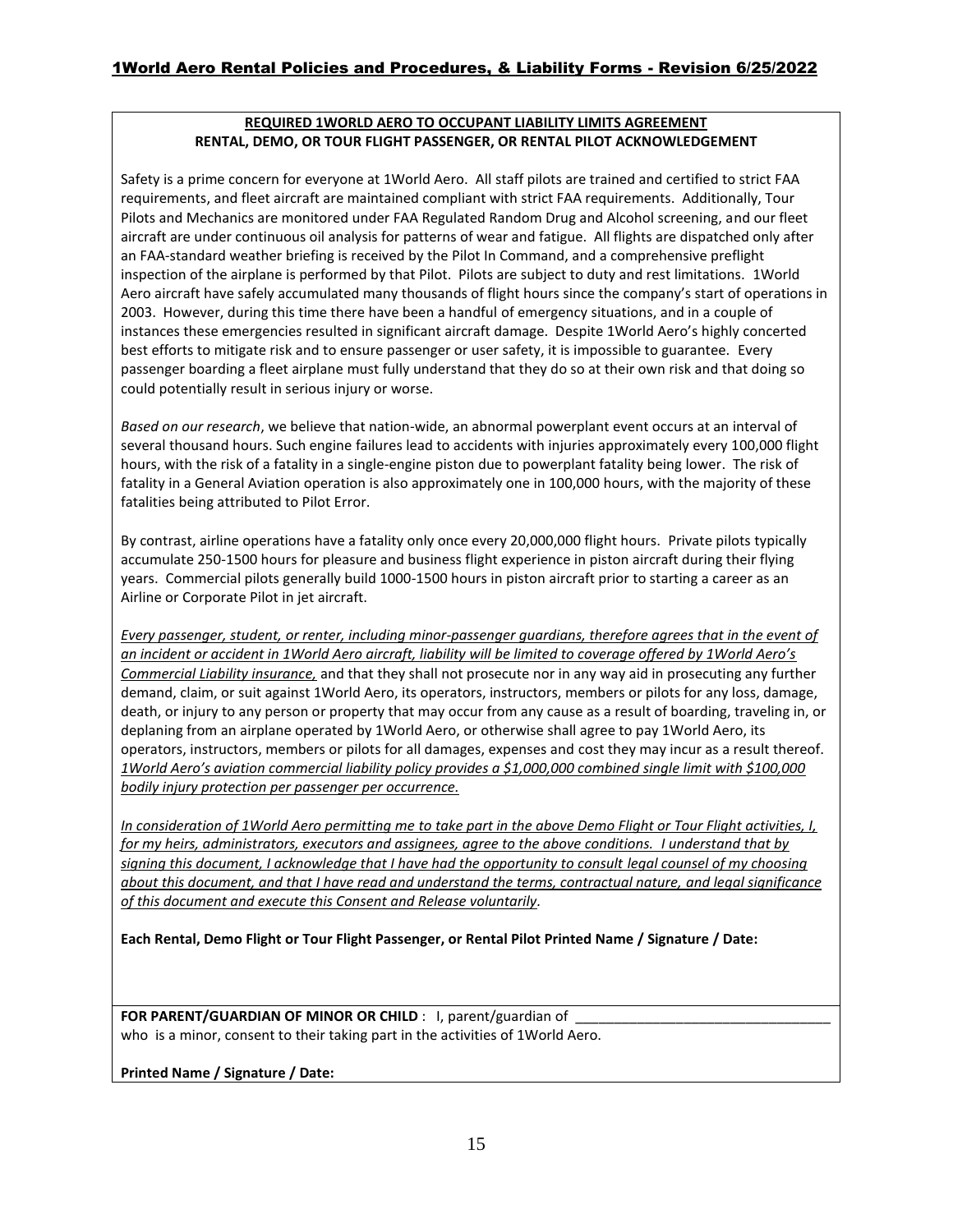**<u>REQUIRED 1WORLD AERO TO OCCUPANT LIABILITY LIMITS AGREEMENT</u>**
**RENTAL, DEMO, OR TOUR FLIGHT PASSENGER, OR RENTAL PILOT ACKNOWLEDGEMENT**

Safety is a prime concern for everyone at 1World Aero. All staff pilots are trained and certified to strict FAA requirements, and fleet aircraft are maintained compliant with strict FAA requirements. Additionally, Tour Pilots and Mechanics are monitored under FAA Regulated Random Drug and Alcohol screening, and our fleet aircraft are under continuous oil analysis for patterns of wear and fatigue. All flights are dispatched only after an FAA-standard weather briefing is received by the Pilot In Command, and a comprehensive preflight inspection of the airplane is performed by that Pilot. Pilots are subject to duty and rest limitations. 1World Aero aircraft have safely accumulated many thousands of flight hours since the company's start of operations in 2003. However, during this time there have been a handful of emergency situations, and in a couple of instances these emergencies resulted in significant aircraft damage. Despite 1World Aero's highly concerted best efforts to mitigate risk and to ensure passenger or user safety, it is impossible to guarantee. Every passenger boarding a fleet airplane must fully understand that they do so at their own risk and that doing so could potentially result in serious injury or worse.

*Based on our research*, we believe that nation-wide, an abnormal powerplant event occurs at an interval of several thousand hours. Such engine failures lead to accidents with injuries approximately every 100,000 flight hours, with the risk of a fatality in a single-engine piston due to powerplant fatality being lower. The risk of fatality in a General Aviation operation is also approximately one in 100,000 hours, with the majority of these fatalities being attributed to Pilot Error.

By contrast, airline operations have a fatality only once every 20,000,000 flight hours. Private pilots typically accumulate 250-1500 hours for pleasure and business flight experience in piston aircraft during their flying years. Commercial pilots generally build 1000-1500 hours in piston aircraft prior to starting a career as an Airline or Corporate Pilot in jet aircraft.

*<u>Every passenger, student, or renter, including minor-passenger guardians, therefore agrees that in the event of an incident or accident in 1World Aero aircraft, liability will be limited to coverage offered by 1World Aero's Commercial Liability insurance,</u>* and that they shall not prosecute nor in any way aid in prosecuting any further demand, claim, or suit against 1World Aero, its operators, instructors, members or pilots for any loss, damage, death, or injury to any person or property that may occur from any cause as a result of boarding, traveling in, or deplaning from an airplane operated by 1World Aero, or otherwise shall agree to pay 1World Aero, its operators, instructors, members or pilots for all damages, expenses and cost they may incur as a result thereof. *<u>1World Aero's aviation commercial liability policy provides a $1,000,000 combined single limit with $100,000 bodily injury protection per passenger per occurrence.</u>*

*<u>In consideration of 1World Aero permitting me to take part in the above Demo Flight or Tour Flight activities, I, for my heirs, administrators, executors and assignees, agree to the above conditions. I understand that by signing this document, I acknowledge that I have had the opportunity to consult legal counsel of my choosing about this document, and that I have read and understand the terms, contractual nature, and legal significance of this document and execute this Consent and Release voluntarily</u>*.

**Each Rental, Demo Flight or Tour Flight Passenger, or Rental Pilot Printed Name / Signature / Date:**

**FOR PARENT/GUARDIAN OF MINOR OR CHILD** : I, parent/guardian of ________________________________ who is a minor, consent to their taking part in the activities of 1World Aero.

**Printed Name / Signature / Date:**